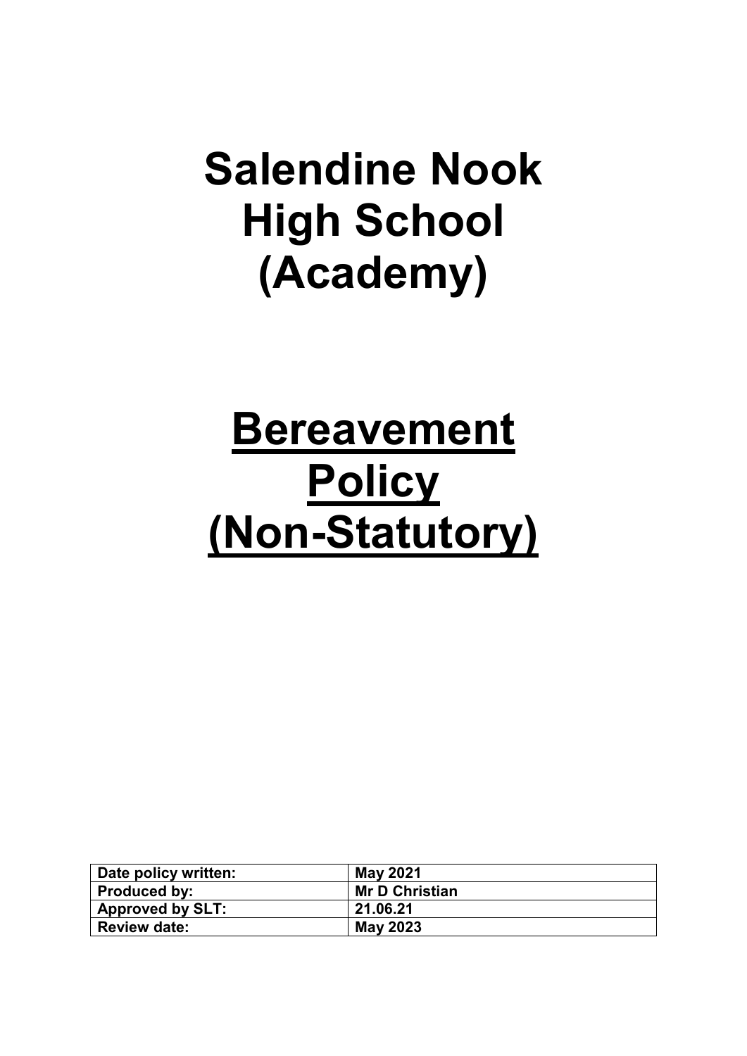# Salendine Nook High School (Academy)

# <u>Bereavement Policy (Non-Statutory)</u>

| **Date policy written:** | **May 2021** |
|---|---|
| **Produced by:** | **Mr D Christian** |
| **Approved by SLT:** | **21.06.21** |
| **Review date:** | **May 2023** |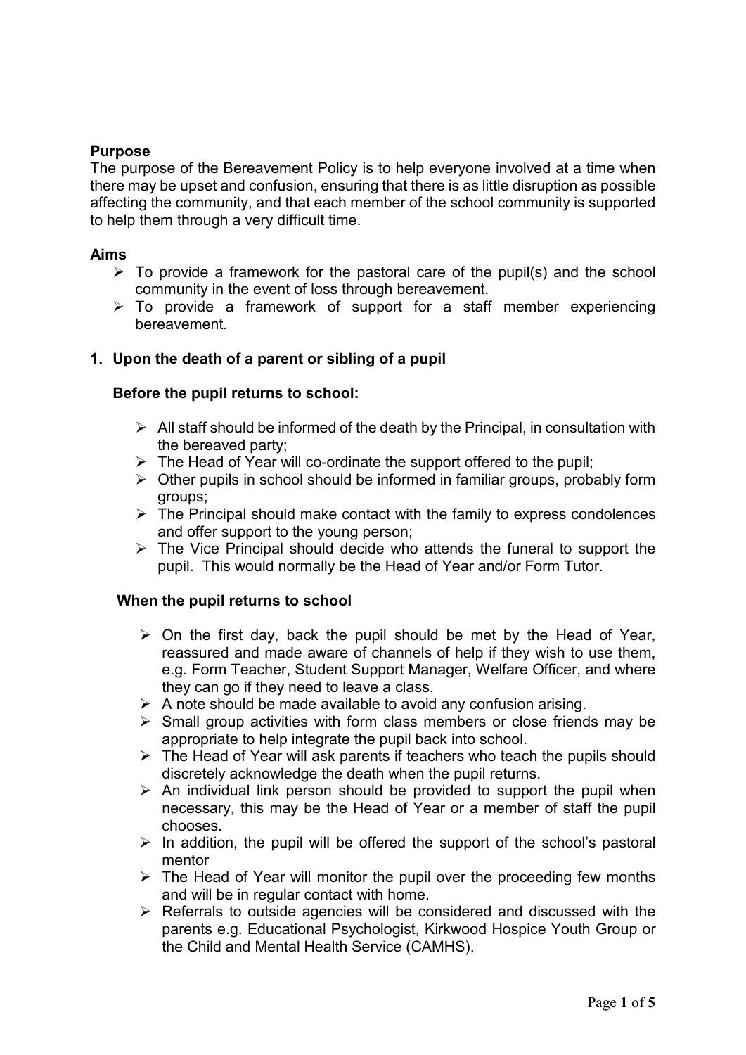**Purpose**

The purpose of the Bereavement Policy is to help everyone involved at a time when there may be upset and confusion, ensuring that there is as little disruption as possible affecting the community, and that each member of the school community is supported to help them through a very difficult time.

**Aims**

- To provide a framework for the pastoral care of the pupil(s) and the school community in the event of loss through bereavement.
- To provide a framework of support for a staff member experiencing bereavement.

**1. Upon the death of a parent or sibling of a pupil**

**Before the pupil returns to school:**

- All staff should be informed of the death by the Principal, in consultation with the bereaved party;
- The Head of Year will co-ordinate the support offered to the pupil;
- Other pupils in school should be informed in familiar groups, probably form groups;
- The Principal should make contact with the family to express condolences and offer support to the young person;
- The Vice Principal should decide who attends the funeral to support the pupil. This would normally be the Head of Year and/or Form Tutor.

**When the pupil returns to school**

- On the first day, back the pupil should be met by the Head of Year, reassured and made aware of channels of help if they wish to use them, e.g. Form Teacher, Student Support Manager, Welfare Officer, and where they can go if they need to leave a class.
- A note should be made available to avoid any confusion arising.
- Small group activities with form class members or close friends may be appropriate to help integrate the pupil back into school.
- The Head of Year will ask parents if teachers who teach the pupils should discretely acknowledge the death when the pupil returns.
- An individual link person should be provided to support the pupil when necessary, this may be the Head of Year or a member of staff the pupil chooses.
- In addition, the pupil will be offered the support of the school's pastoral mentor
- The Head of Year will monitor the pupil over the proceeding few months and will be in regular contact with home.
- Referrals to outside agencies will be considered and discussed with the parents e.g. Educational Psychologist, Kirkwood Hospice Youth Group or the Child and Mental Health Service (CAMHS).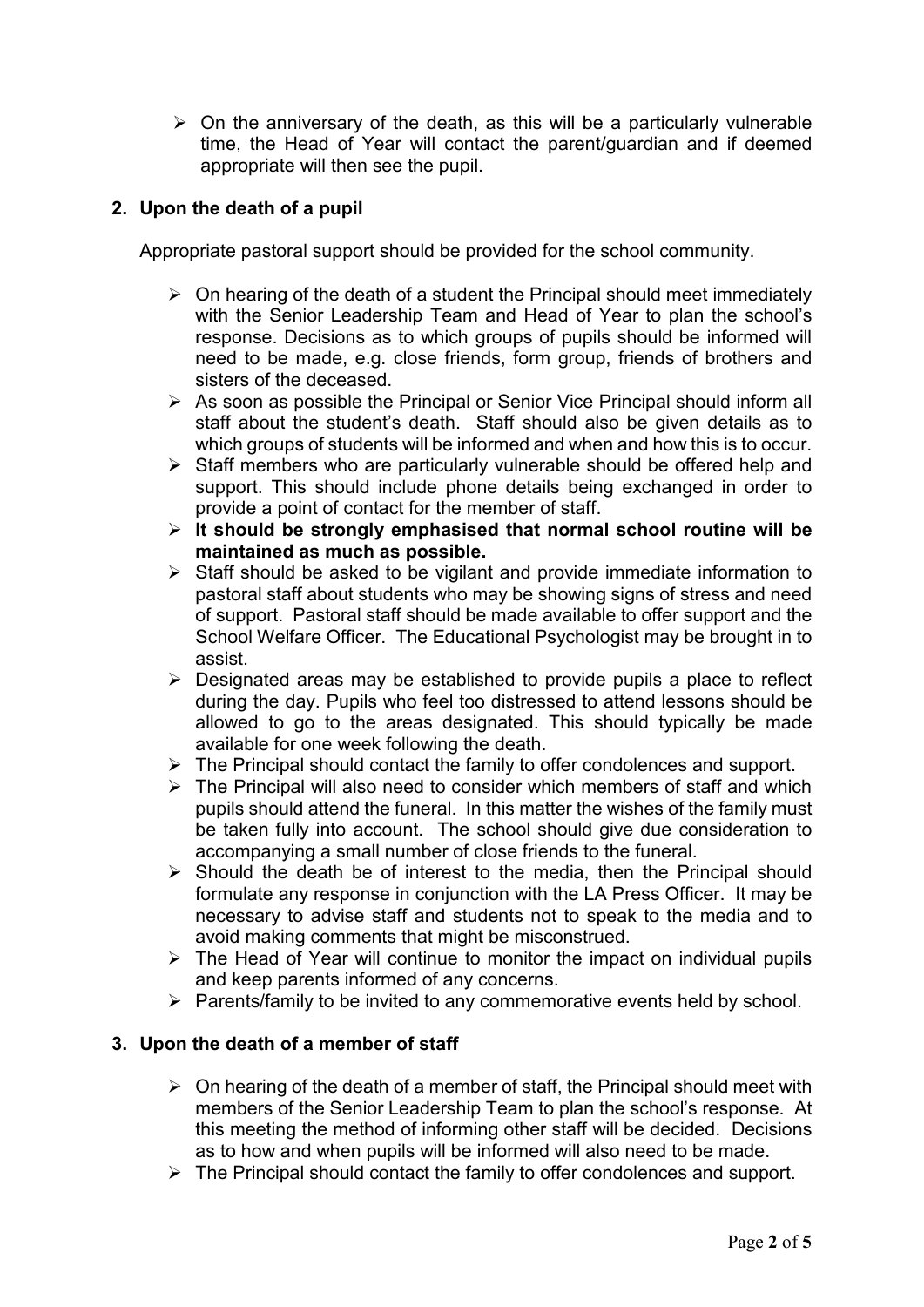- On the anniversary of the death, as this will be a particularly vulnerable time, the Head of Year will contact the parent/guardian and if deemed appropriate will then see the pupil.

## 2. Upon the death of a pupil

Appropriate pastoral support should be provided for the school community.

- On hearing of the death of a student the Principal should meet immediately with the Senior Leadership Team and Head of Year to plan the school's response. Decisions as to which groups of pupils should be informed will need to be made, e.g. close friends, form group, friends of brothers and sisters of the deceased.
- As soon as possible the Principal or Senior Vice Principal should inform all staff about the student's death. Staff should also be given details as to which groups of students will be informed and when and how this is to occur.
- Staff members who are particularly vulnerable should be offered help and support. This should include phone details being exchanged in order to provide a point of contact for the member of staff.
- **It should be strongly emphasised that normal school routine will be maintained as much as possible.**
- Staff should be asked to be vigilant and provide immediate information to pastoral staff about students who may be showing signs of stress and need of support. Pastoral staff should be made available to offer support and the School Welfare Officer. The Educational Psychologist may be brought in to assist.
- Designated areas may be established to provide pupils a place to reflect during the day. Pupils who feel too distressed to attend lessons should be allowed to go to the areas designated. This should typically be made available for one week following the death.
- The Principal should contact the family to offer condolences and support.
- The Principal will also need to consider which members of staff and which pupils should attend the funeral. In this matter the wishes of the family must be taken fully into account. The school should give due consideration to accompanying a small number of close friends to the funeral.
- Should the death be of interest to the media, then the Principal should formulate any response in conjunction with the LA Press Officer. It may be necessary to advise staff and students not to speak to the media and to avoid making comments that might be misconstrued.
- The Head of Year will continue to monitor the impact on individual pupils and keep parents informed of any concerns.
- Parents/family to be invited to any commemorative events held by school.

## 3. Upon the death of a member of staff

- On hearing of the death of a member of staff, the Principal should meet with members of the Senior Leadership Team to plan the school's response. At this meeting the method of informing other staff will be decided. Decisions as to how and when pupils will be informed will also need to be made.
- The Principal should contact the family to offer condolences and support.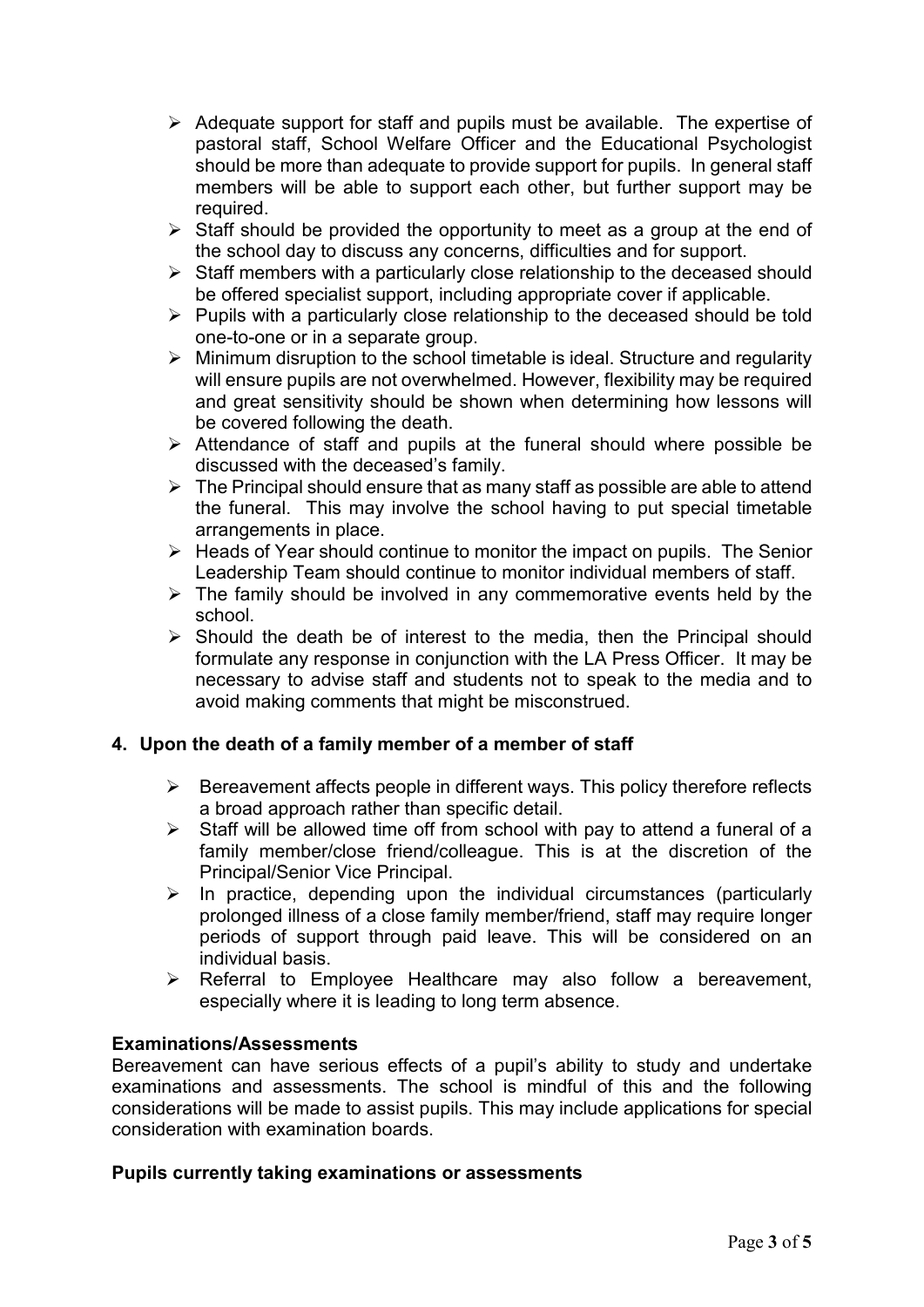- Adequate support for staff and pupils must be available. The expertise of pastoral staff, School Welfare Officer and the Educational Psychologist should be more than adequate to provide support for pupils. In general staff members will be able to support each other, but further support may be required.
- Staff should be provided the opportunity to meet as a group at the end of the school day to discuss any concerns, difficulties and for support.
- Staff members with a particularly close relationship to the deceased should be offered specialist support, including appropriate cover if applicable.
- Pupils with a particularly close relationship to the deceased should be told one-to-one or in a separate group.
- Minimum disruption to the school timetable is ideal. Structure and regularity will ensure pupils are not overwhelmed. However, flexibility may be required and great sensitivity should be shown when determining how lessons will be covered following the death.
- Attendance of staff and pupils at the funeral should where possible be discussed with the deceased's family.
- The Principal should ensure that as many staff as possible are able to attend the funeral. This may involve the school having to put special timetable arrangements in place.
- Heads of Year should continue to monitor the impact on pupils. The Senior Leadership Team should continue to monitor individual members of staff.
- The family should be involved in any commemorative events held by the school.
- Should the death be of interest to the media, then the Principal should formulate any response in conjunction with the LA Press Officer. It may be necessary to advise staff and students not to speak to the media and to avoid making comments that might be misconstrued.

### 4. Upon the death of a family member of a member of staff

- Bereavement affects people in different ways. This policy therefore reflects a broad approach rather than specific detail.
- Staff will be allowed time off from school with pay to attend a funeral of a family member/close friend/colleague. This is at the discretion of the Principal/Senior Vice Principal.
- In practice, depending upon the individual circumstances (particularly prolonged illness of a close family member/friend, staff may require longer periods of support through paid leave. This will be considered on an individual basis.
- Referral to Employee Healthcare may also follow a bereavement, especially where it is leading to long term absence.

### Examinations/Assessments

Bereavement can have serious effects of a pupil's ability to study and undertake examinations and assessments. The school is mindful of this and the following considerations will be made to assist pupils. This may include applications for special consideration with examination boards.

### Pupils currently taking examinations or assessments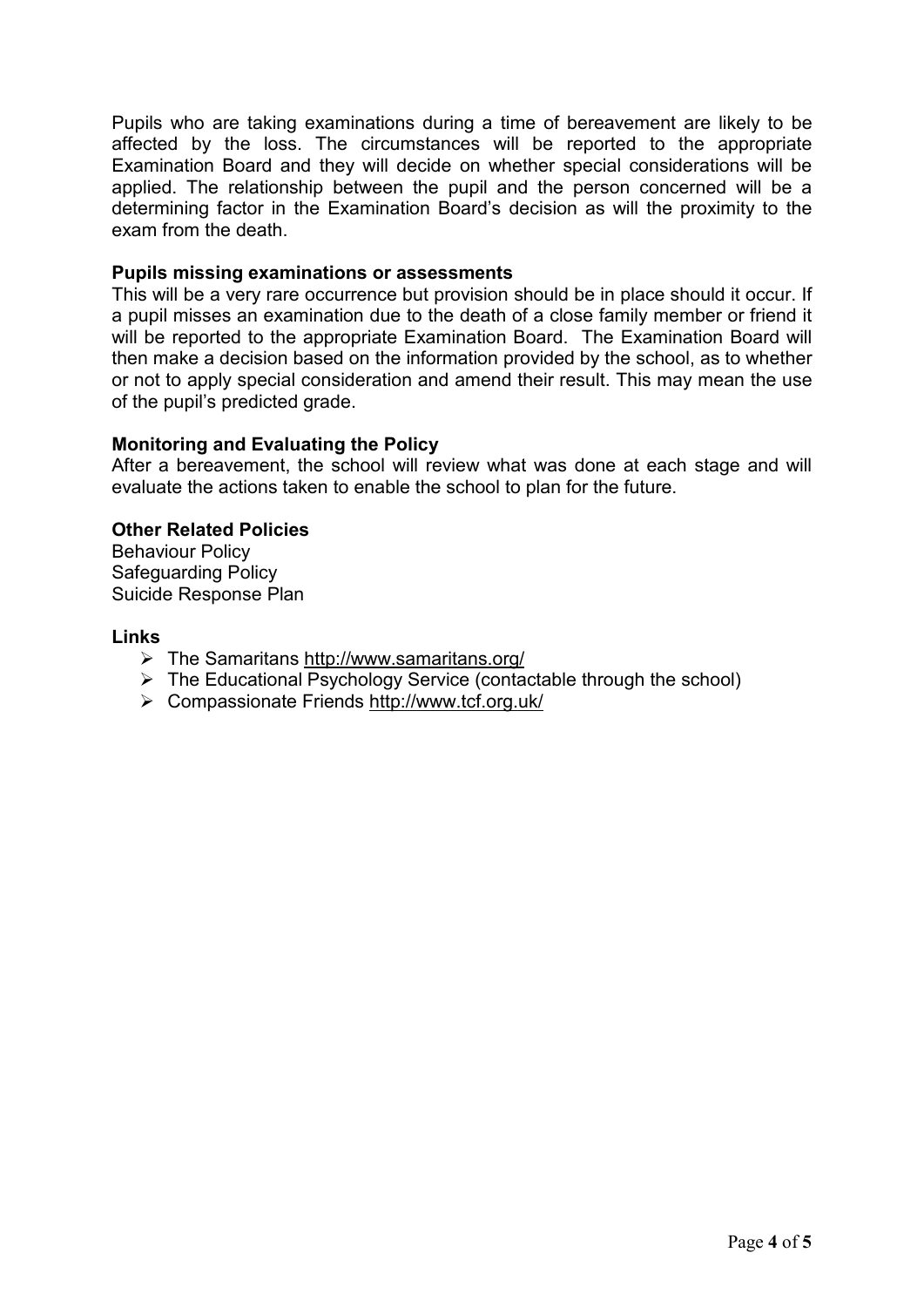Pupils who are taking examinations during a time of bereavement are likely to be affected by the loss. The circumstances will be reported to the appropriate Examination Board and they will decide on whether special considerations will be applied. The relationship between the pupil and the person concerned will be a determining factor in the Examination Board's decision as will the proximity to the exam from the death.

**Pupils missing examinations or assessments**

This will be a very rare occurrence but provision should be in place should it occur. If a pupil misses an examination due to the death of a close family member or friend it will be reported to the appropriate Examination Board. The Examination Board will then make a decision based on the information provided by the school, as to whether or not to apply special consideration and amend their result. This may mean the use of the pupil's predicted grade.

**Monitoring and Evaluating the Policy**

After a bereavement, the school will review what was done at each stage and will evaluate the actions taken to enable the school to plan for the future.

**Other Related Policies**

Behaviour Policy
Safeguarding Policy
Suicide Response Plan

**Links**

- The Samaritans http://www.samaritans.org/
- The Educational Psychology Service (contactable through the school)
- Compassionate Friends http://www.tcf.org.uk/